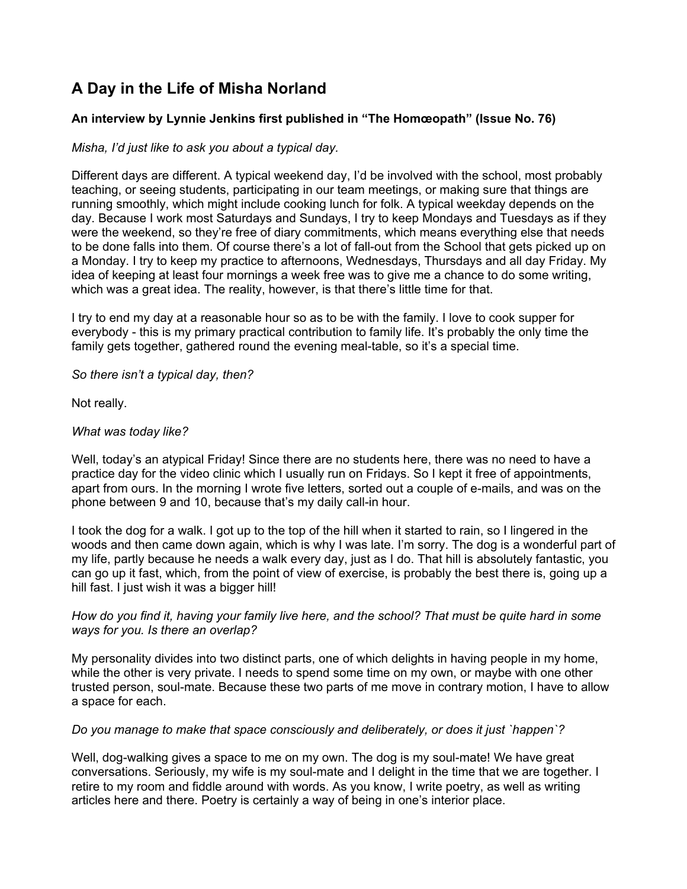# A Day in the Life of Misha Norland

**An interview by Lynnie Jenkins first published in "The Homœopath" (Issue No. 76)**

*Misha, I'd just like to ask you about a typical day.*

Different days are different. A typical weekend day, I'd be involved with the school, most probably teaching, or seeing students, participating in our team meetings, or making sure that things are running smoothly, which might include cooking lunch for folk. A typical weekday depends on the day. Because I work most Saturdays and Sundays, I try to keep Mondays and Tuesdays as if they were the weekend, so they're free of diary commitments, which means everything else that needs to be done falls into them. Of course there's a lot of fall-out from the School that gets picked up on a Monday. I try to keep my practice to afternoons, Wednesdays, Thursdays and all day Friday. My idea of keeping at least four mornings a week free was to give me a chance to do some writing, which was a great idea. The reality, however, is that there's little time for that.

I try to end my day at a reasonable hour so as to be with the family. I love to cook supper for everybody - this is my primary practical contribution to family life. It's probably the only time the family gets together, gathered round the evening meal-table, so it's a special time.

*So there isn't a typical day, then?*

Not really.

*What was today like?*

Well, today's an atypical Friday! Since there are no students here, there was no need to have a practice day for the video clinic which I usually run on Fridays. So I kept it free of appointments, apart from ours. In the morning I wrote five letters, sorted out a couple of e-mails, and was on the phone between 9 and 10, because that's my daily call-in hour.

I took the dog for a walk. I got up to the top of the hill when it started to rain, so I lingered in the woods and then came down again, which is why I was late. I'm sorry. The dog is a wonderful part of my life, partly because he needs a walk every day, just as I do. That hill is absolutely fantastic, you can go up it fast, which, from the point of view of exercise, is probably the best there is, going up a hill fast. I just wish it was a bigger hill!

*How do you find it, having your family live here, and the school? That must be quite hard in some ways for you. Is there an overlap?*

My personality divides into two distinct parts, one of which delights in having people in my home, while the other is very private. I needs to spend some time on my own, or maybe with one other trusted person, soul-mate. Because these two parts of me move in contrary motion, I have to allow a space for each.

*Do you manage to make that space consciously and deliberately, or does it just `happen`?*

Well, dog-walking gives a space to me on my own. The dog is my soul-mate! We have great conversations. Seriously, my wife is my soul-mate and I delight in the time that we are together. I retire to my room and fiddle around with words. As you know, I write poetry, as well as writing articles here and there. Poetry is certainly a way of being in one's interior place.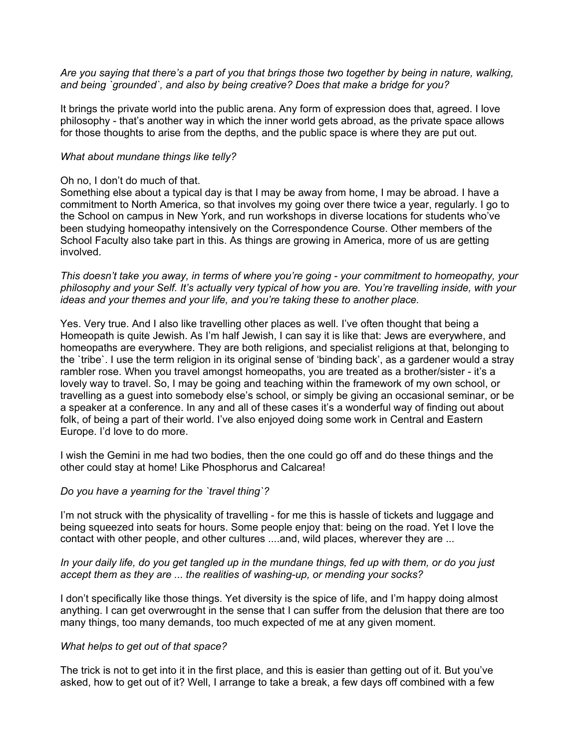*Are you saying that there's a part of you that brings those two together by being in nature, walking, and being `grounded`, and also by being creative? Does that make a bridge for you?*

It brings the private world into the public arena. Any form of expression does that, agreed. I love philosophy - that's another way in which the inner world gets abroad, as the private space allows for those thoughts to arise from the depths, and the public space is where they are put out.

*What about mundane things like telly?*

Oh no, I don't do much of that.
Something else about a typical day is that I may be away from home, I may be abroad. I have a commitment to North America, so that involves my going over there twice a year, regularly. I go to the School on campus in New York, and run workshops in diverse locations for students who've been studying homeopathy intensively on the Correspondence Course. Other members of the School Faculty also take part in this. As things are growing in America, more of us are getting involved.

*This doesn't take you away, in terms of where you're going - your commitment to homeopathy, your philosophy and your Self. It's actually very typical of how you are. You're travelling inside, with your ideas and your themes and your life, and you're taking these to another place.*

Yes. Very true. And I also like travelling other places as well. I've often thought that being a Homeopath is quite Jewish. As I'm half Jewish, I can say it is like that: Jews are everywhere, and homeopaths are everywhere. They are both religions, and specialist religions at that, belonging to the `tribe`. I use the term religion in its original sense of 'binding back', as a gardener would a stray rambler rose. When you travel amongst homeopaths, you are treated as a brother/sister - it's a lovely way to travel. So, I may be going and teaching within the framework of my own school, or travelling as a guest into somebody else's school, or simply be giving an occasional seminar, or be a speaker at a conference. In any and all of these cases it's a wonderful way of finding out about folk, of being a part of their world. I've also enjoyed doing some work in Central and Eastern Europe. I'd love to do more.

I wish the Gemini in me had two bodies, then the one could go off and do these things and the other could stay at home! Like Phosphorus and Calcarea!

*Do you have a yearning for the `travel thing`?*

I'm not struck with the physicality of travelling - for me this is hassle of tickets and luggage and being squeezed into seats for hours. Some people enjoy that: being on the road. Yet I love the contact with other people, and other cultures ....and, wild places, wherever they are ...

*In your daily life, do you get tangled up in the mundane things, fed up with them, or do you just accept them as they are ... the realities of washing-up, or mending your socks?*

I don't specifically like those things. Yet diversity is the spice of life, and I'm happy doing almost anything. I can get overwrought in the sense that I can suffer from the delusion that there are too many things, too many demands, too much expected of me at any given moment.

*What helps to get out of that space?*

The trick is not to get into it in the first place, and this is easier than getting out of it. But you've asked, how to get out of it? Well, I arrange to take a break, a few days off combined with a few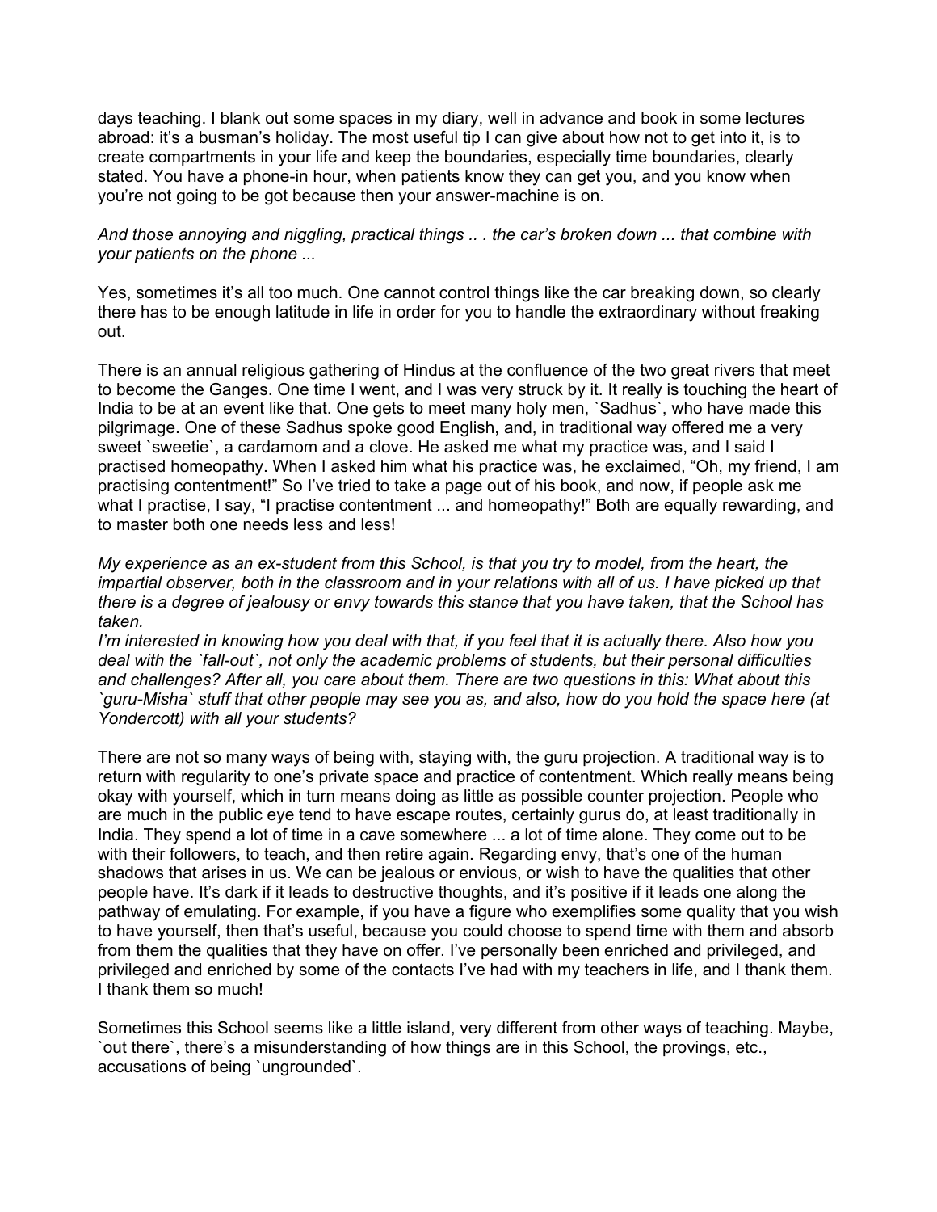days teaching. I blank out some spaces in my diary, well in advance and book in some lectures abroad: it's a busman's holiday. The most useful tip I can give about how not to get into it, is to create compartments in your life and keep the boundaries, especially time boundaries, clearly stated. You have a phone-in hour, when patients know they can get you, and you know when you're not going to be got because then your answer-machine is on.

*And those annoying and niggling, practical things .. . the car's broken down ... that combine with your patients on the phone ...*

Yes, sometimes it's all too much. One cannot control things like the car breaking down, so clearly there has to be enough latitude in life in order for you to handle the extraordinary without freaking out.

There is an annual religious gathering of Hindus at the confluence of the two great rivers that meet to become the Ganges. One time I went, and I was very struck by it. It really is touching the heart of India to be at an event like that. One gets to meet many holy men, `Sadhus`, who have made this pilgrimage. One of these Sadhus spoke good English, and, in traditional way offered me a very sweet `sweetie`, a cardamom and a clove. He asked me what my practice was, and I said I practised homeopathy. When I asked him what his practice was, he exclaimed, "Oh, my friend, I am practising contentment!" So I've tried to take a page out of his book, and now, if people ask me what I practise, I say, "I practise contentment ... and homeopathy!" Both are equally rewarding, and to master both one needs less and less!

*My experience as an ex-student from this School, is that you try to model, from the heart, the impartial observer, both in the classroom and in your relations with all of us. I have picked up that there is a degree of jealousy or envy towards this stance that you have taken, that the School has taken.*
*I'm interested in knowing how you deal with that, if you feel that it is actually there. Also how you deal with the `fall-out`, not only the academic problems of students, but their personal difficulties and challenges? After all, you care about them. There are two questions in this: What about this `guru-Misha` stuff that other people may see you as, and also, how do you hold the space here (at Yondercott) with all your students?*

There are not so many ways of being with, staying with, the guru projection. A traditional way is to return with regularity to one's private space and practice of contentment. Which really means being okay with yourself, which in turn means doing as little as possible counter projection. People who are much in the public eye tend to have escape routes, certainly gurus do, at least traditionally in India. They spend a lot of time in a cave somewhere ... a lot of time alone. They come out to be with their followers, to teach, and then retire again. Regarding envy, that's one of the human shadows that arises in us. We can be jealous or envious, or wish to have the qualities that other people have. It's dark if it leads to destructive thoughts, and it's positive if it leads one along the pathway of emulating. For example, if you have a figure who exemplifies some quality that you wish to have yourself, then that's useful, because you could choose to spend time with them and absorb from them the qualities that they have on offer. I've personally been enriched and privileged, and privileged and enriched by some of the contacts I've had with my teachers in life, and I thank them. I thank them so much!

Sometimes this School seems like a little island, very different from other ways of teaching. Maybe, `out there`, there's a misunderstanding of how things are in this School, the provings, etc., accusations of being `ungrounded`.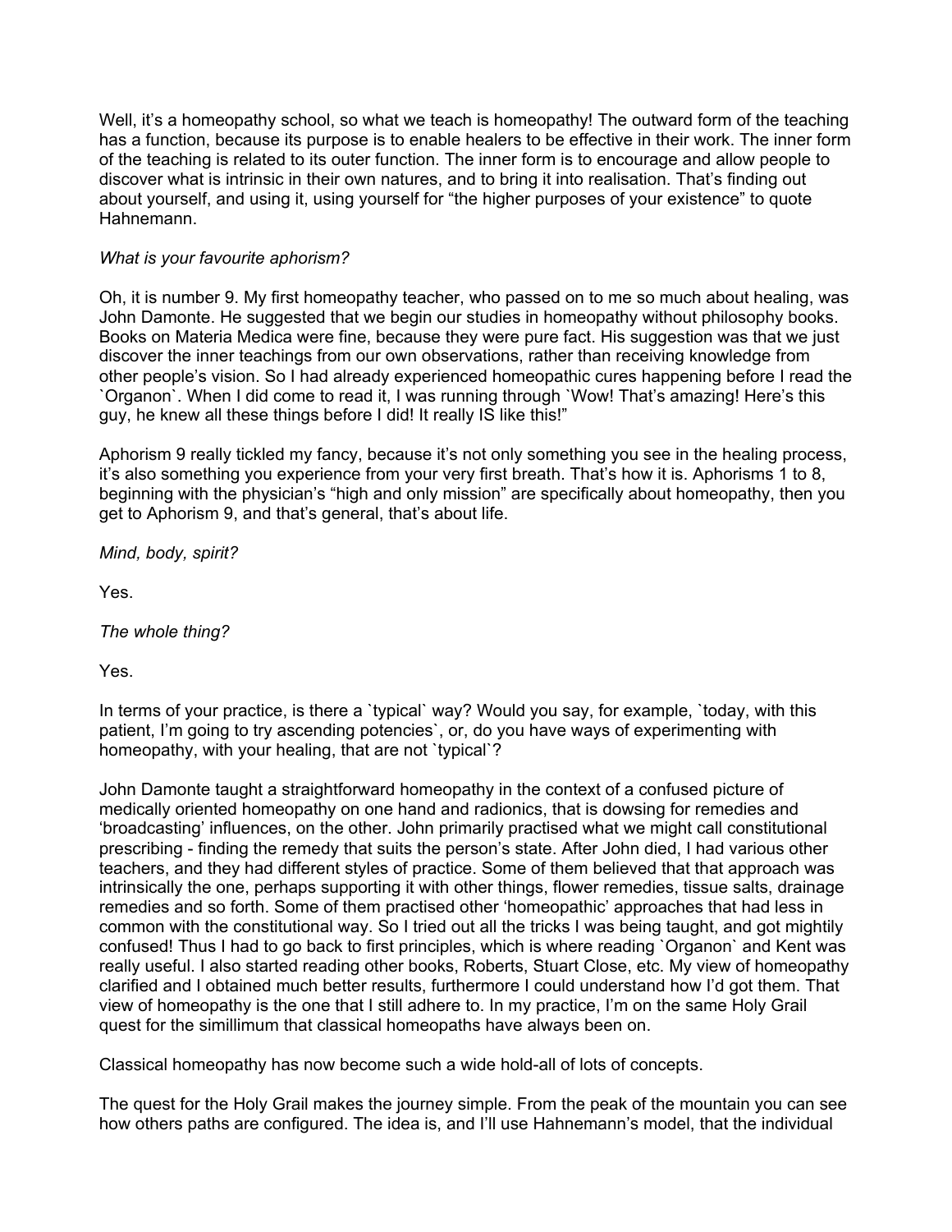Well, it's a homeopathy school, so what we teach is homeopathy! The outward form of the teaching has a function, because its purpose is to enable healers to be effective in their work. The inner form of the teaching is related to its outer function. The inner form is to encourage and allow people to discover what is intrinsic in their own natures, and to bring it into realisation. That's finding out about yourself, and using it, using yourself for "the higher purposes of your existence" to quote Hahnemann.

*What is your favourite aphorism?*

Oh, it is number 9. My first homeopathy teacher, who passed on to me so much about healing, was John Damonte. He suggested that we begin our studies in homeopathy without philosophy books. Books on Materia Medica were fine, because they were pure fact. His suggestion was that we just discover the inner teachings from our own observations, rather than receiving knowledge from other people's vision. So I had already experienced homeopathic cures happening before I read the `Organon`. When I did come to read it, I was running through `Wow! That's amazing! Here's this guy, he knew all these things before I did! It really IS like this!"

Aphorism 9 really tickled my fancy, because it's not only something you see in the healing process, it's also something you experience from your very first breath. That's how it is. Aphorisms 1 to 8, beginning with the physician's "high and only mission" are specifically about homeopathy, then you get to Aphorism 9, and that's general, that's about life.

*Mind, body, spirit?*

Yes.

*The whole thing?*

Yes.

In terms of your practice, is there a `typical` way? Would you say, for example, `today, with this patient, I'm going to try ascending potencies`, or, do you have ways of experimenting with homeopathy, with your healing, that are not `typical`?

John Damonte taught a straightforward homeopathy in the context of a confused picture of medically oriented homeopathy on one hand and radionics, that is dowsing for remedies and 'broadcasting' influences, on the other. John primarily practised what we might call constitutional prescribing - finding the remedy that suits the person's state. After John died, I had various other teachers, and they had different styles of practice. Some of them believed that that approach was intrinsically the one, perhaps supporting it with other things, flower remedies, tissue salts, drainage remedies and so forth. Some of them practised other 'homeopathic' approaches that had less in common with the constitutional way. So I tried out all the tricks I was being taught, and got mightily confused! Thus I had to go back to first principles, which is where reading `Organon` and Kent was really useful. I also started reading other books, Roberts, Stuart Close, etc. My view of homeopathy clarified and I obtained much better results, furthermore I could understand how I'd got them. That view of homeopathy is the one that I still adhere to. In my practice, I'm on the same Holy Grail quest for the simillimum that classical homeopaths have always been on.

Classical homeopathy has now become such a wide hold-all of lots of concepts.

The quest for the Holy Grail makes the journey simple. From the peak of the mountain you can see how others paths are configured. The idea is, and I'll use Hahnemann's model, that the individual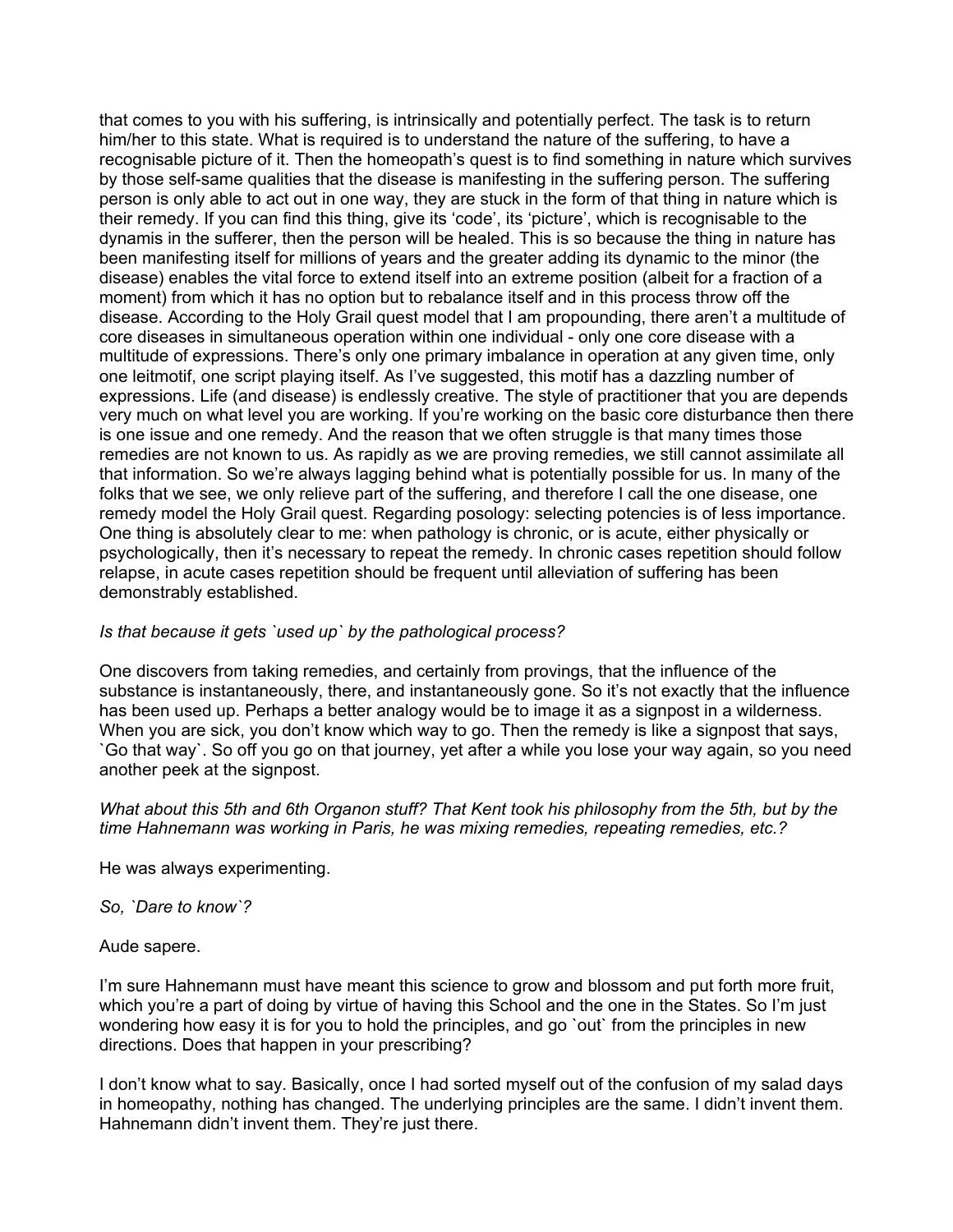that comes to you with his suffering, is intrinsically and potentially perfect. The task is to return him/her to this state. What is required is to understand the nature of the suffering, to have a recognisable picture of it. Then the homeopath's quest is to find something in nature which survives by those self-same qualities that the disease is manifesting in the suffering person. The suffering person is only able to act out in one way, they are stuck in the form of that thing in nature which is their remedy. If you can find this thing, give its 'code', its 'picture', which is recognisable to the dynamis in the sufferer, then the person will be healed. This is so because the thing in nature has been manifesting itself for millions of years and the greater adding its dynamic to the minor (the disease) enables the vital force to extend itself into an extreme position (albeit for a fraction of a moment) from which it has no option but to rebalance itself and in this process throw off the disease. According to the Holy Grail quest model that I am propounding, there aren't a multitude of core diseases in simultaneous operation within one individual - only one core disease with a multitude of expressions. There's only one primary imbalance in operation at any given time, only one leitmotif, one script playing itself. As I've suggested, this motif has a dazzling number of expressions. Life (and disease) is endlessly creative. The style of practitioner that you are depends very much on what level you are working. If you're working on the basic core disturbance then there is one issue and one remedy. And the reason that we often struggle is that many times those remedies are not known to us. As rapidly as we are proving remedies, we still cannot assimilate all that information. So we're always lagging behind what is potentially possible for us. In many of the folks that we see, we only relieve part of the suffering, and therefore I call the one disease, one remedy model the Holy Grail quest. Regarding posology: selecting potencies is of less importance. One thing is absolutely clear to me: when pathology is chronic, or is acute, either physically or psychologically, then it's necessary to repeat the remedy. In chronic cases repetition should follow relapse, in acute cases repetition should be frequent until alleviation of suffering has been demonstrably established.

*Is that because it gets `used up` by the pathological process?*

One discovers from taking remedies, and certainly from provings, that the influence of the substance is instantaneously, there, and instantaneously gone. So it's not exactly that the influence has been used up. Perhaps a better analogy would be to image it as a signpost in a wilderness. When you are sick, you don't know which way to go. Then the remedy is like a signpost that says, `Go that way`. So off you go on that journey, yet after a while you lose your way again, so you need another peek at the signpost.

*What about this 5th and 6th Organon stuff? That Kent took his philosophy from the 5th, but by the time Hahnemann was working in Paris, he was mixing remedies, repeating remedies, etc.?*

He was always experimenting.

*So, `Dare to know`?*

Aude sapere.

I'm sure Hahnemann must have meant this science to grow and blossom and put forth more fruit, which you're a part of doing by virtue of having this School and the one in the States. So I'm just wondering how easy it is for you to hold the principles, and go `out` from the principles in new directions. Does that happen in your prescribing?

I don't know what to say. Basically, once I had sorted myself out of the confusion of my salad days in homeopathy, nothing has changed. The underlying principles are the same. I didn't invent them. Hahnemann didn't invent them. They're just there.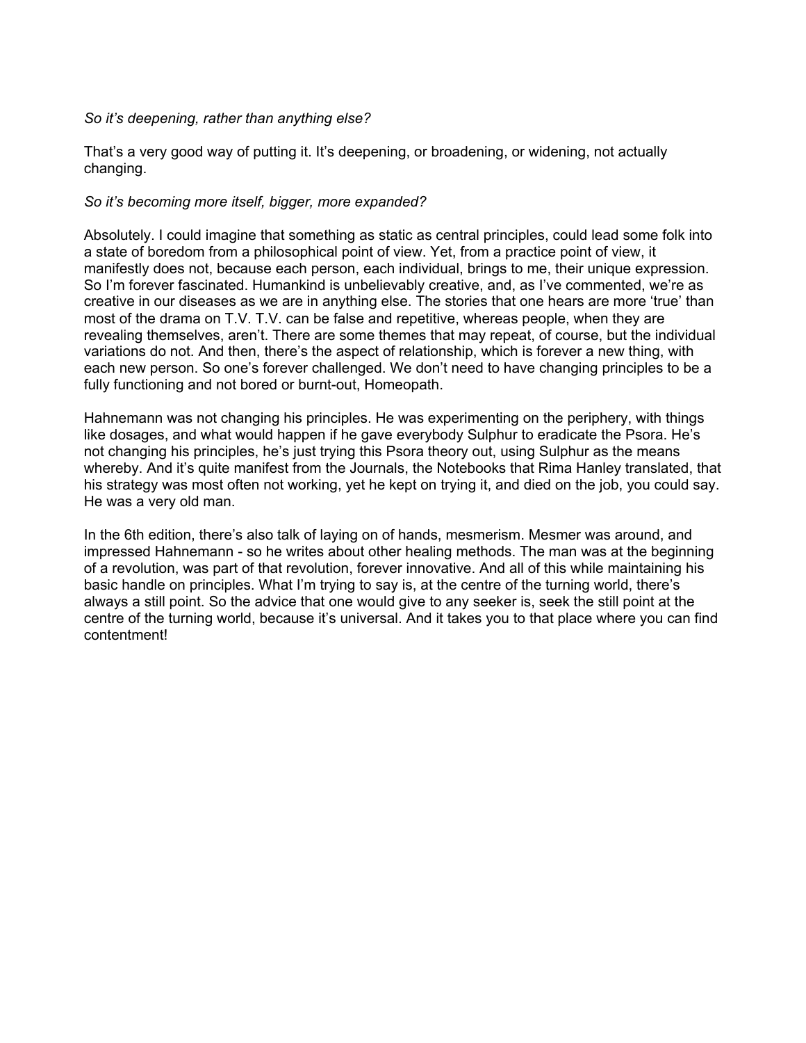*So it's deepening, rather than anything else?*

That's a very good way of putting it. It's deepening, or broadening, or widening, not actually changing.

*So it's becoming more itself, bigger, more expanded?*

Absolutely. I could imagine that something as static as central principles, could lead some folk into a state of boredom from a philosophical point of view. Yet, from a practice point of view, it manifestly does not, because each person, each individual, brings to me, their unique expression. So I'm forever fascinated. Humankind is unbelievably creative, and, as I've commented, we're as creative in our diseases as we are in anything else. The stories that one hears are more 'true' than most of the drama on T.V. T.V. can be false and repetitive, whereas people, when they are revealing themselves, aren't. There are some themes that may repeat, of course, but the individual variations do not. And then, there's the aspect of relationship, which is forever a new thing, with each new person. So one's forever challenged. We don't need to have changing principles to be a fully functioning and not bored or burnt-out, Homeopath.

Hahnemann was not changing his principles. He was experimenting on the periphery, with things like dosages, and what would happen if he gave everybody Sulphur to eradicate the Psora. He's not changing his principles, he's just trying this Psora theory out, using Sulphur as the means whereby. And it's quite manifest from the Journals, the Notebooks that Rima Hanley translated, that his strategy was most often not working, yet he kept on trying it, and died on the job, you could say. He was a very old man.

In the 6th edition, there's also talk of laying on of hands, mesmerism. Mesmer was around, and impressed Hahnemann - so he writes about other healing methods. The man was at the beginning of a revolution, was part of that revolution, forever innovative. And all of this while maintaining his basic handle on principles. What I'm trying to say is, at the centre of the turning world, there's always a still point. So the advice that one would give to any seeker is, seek the still point at the centre of the turning world, because it's universal. And it takes you to that place where you can find contentment!